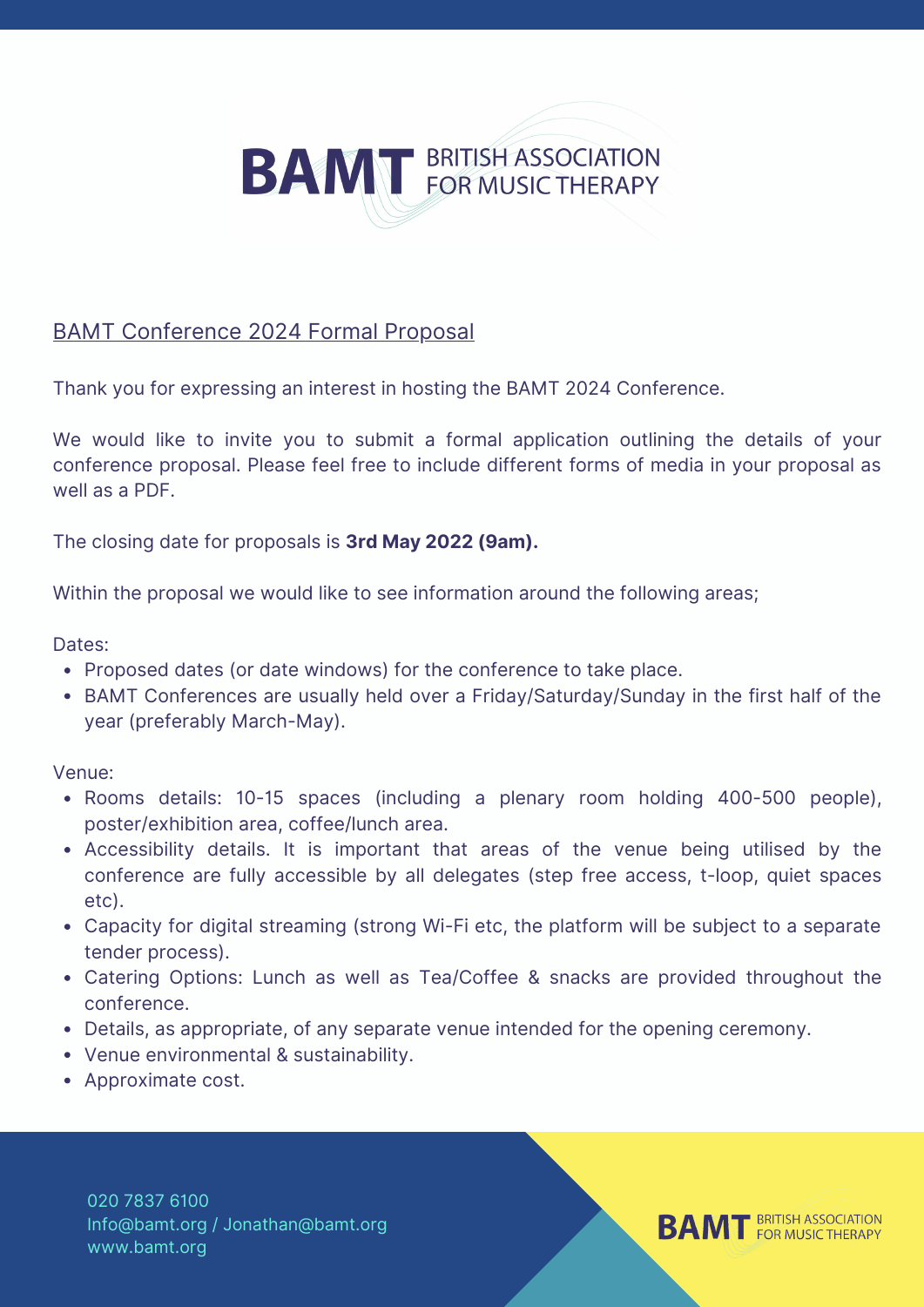# BAMT British Association for Music Therapy

## BAMT Conference 2024 Formal Proposal

Thank you for expressing an interest in hosting the BAMT 2024 Conference.

We would like to invite you to submit a formal application outlining the details of your conference proposal. Please feel free to include different forms of media in your proposal as well as a PDF.

The closing date for proposals is **3rd May 2022 (9am).**

Within the proposal we would like to see information around the following areas;

Dates:

- Proposed dates (or date windows) for the conference to take place.
- BAMT Conferences are usually held over a Friday/Saturday/Sunday in the first half of the year (preferably March-May).

Venue:

- Rooms details: 10-15 spaces (including a plenary room holding 400-500 people), poster/exhibition area, coffee/lunch area.
- Accessibility details. It is important that areas of the venue being utilised by the conference are fully accessible by all delegates (step free access, t-loop, quiet spaces etc).
- Capacity for digital streaming (strong Wi-Fi etc, the platform will be subject to a separate tender process).
- Catering Options: Lunch as well as Tea/Coffee & snacks are provided throughout the conference.
- Details, as appropriate, of any separate venue intended for the opening ceremony.
- Venue environmental & sustainability.
- Approximate cost.

020 7837 6100
Info@bamt.org / Jonathan@bamt.org
www.bamt.org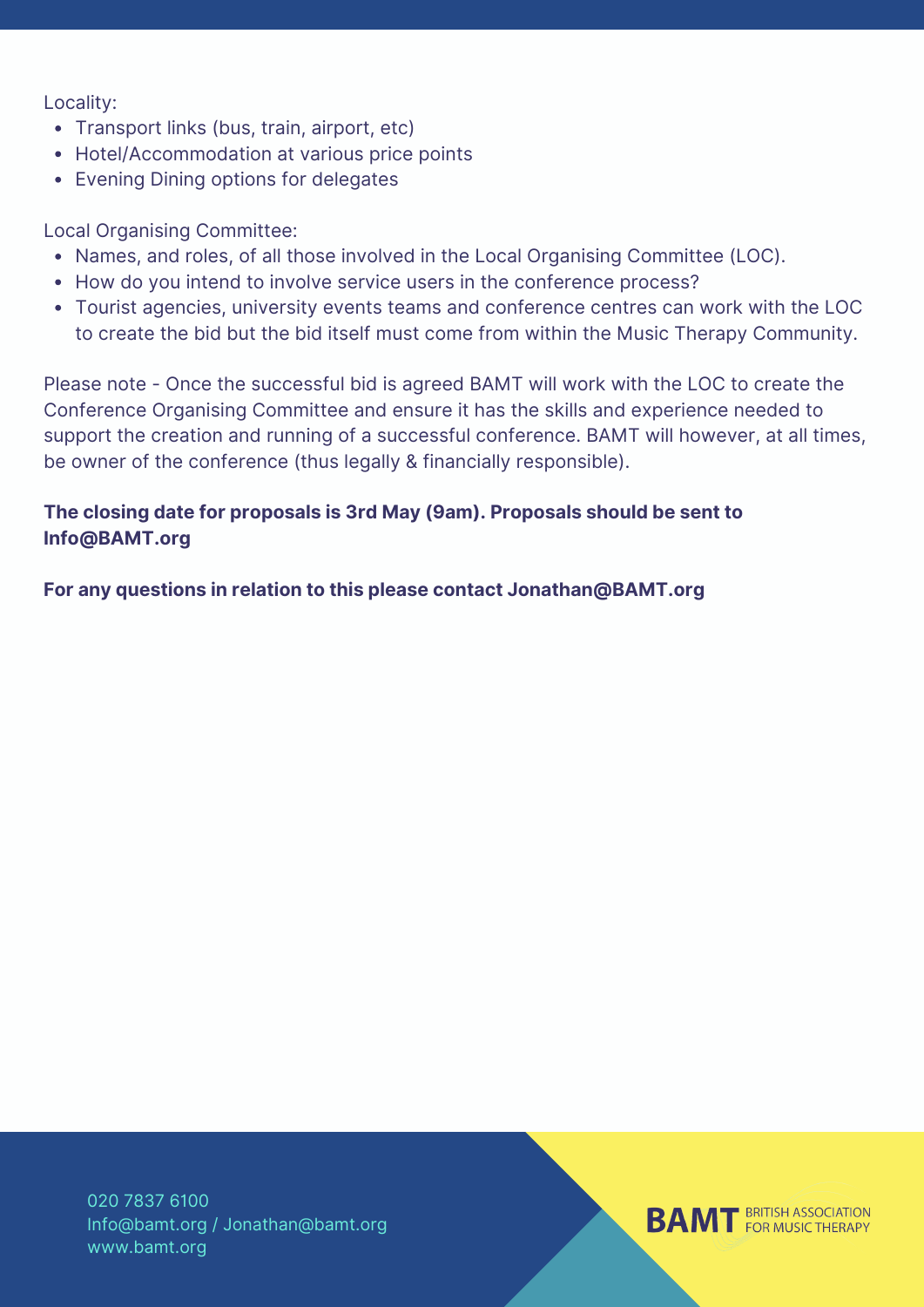Locality:

- Transport links (bus, train, airport, etc)
- Hotel/Accommodation at various price points
- Evening Dining options for delegates

Local Organising Committee:

- Names, and roles, of all those involved in the Local Organising Committee (LOC).
- How do you intend to involve service users in the conference process?
- Tourist agencies, university events teams and conference centres can work with the LOC to create the bid but the bid itself must come from within the Music Therapy Community.

Please note - Once the successful bid is agreed BAMT will work with the LOC to create the Conference Organising Committee and ensure it has the skills and experience needed to support the creation and running of a successful conference. BAMT will however, at all times, be owner of the conference (thus legally & financially responsible).

**The closing date for proposals is 3rd May (9am). Proposals should be sent to Info@BAMT.org**

**For any questions in relation to this please contact Jonathan@BAMT.org**

020 7837 6100
Info@bamt.org / Jonathan@bamt.org
www.bamt.org

BAMT BRITISH ASSOCIATION FOR MUSIC THERAPY